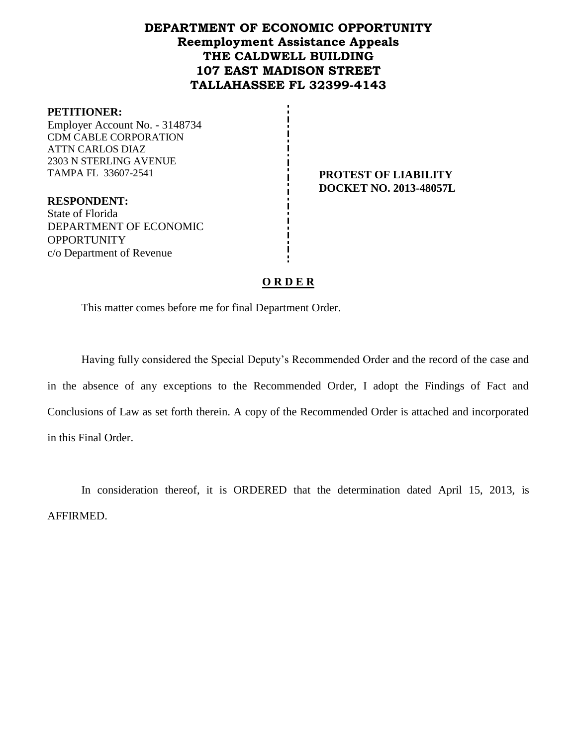# DEPARTMENT OF ECONOMIC OPPORTUNITY
## Reemployment Assistance Appeals
## THE CALDWELL BUILDING
## 107 EAST MADISON STREET
## TALLAHASSEE FL 32399-4143

**PETITIONER:**
Employer Account No. - 3148734
CDM CABLE CORPORATION
ATTN CARLOS DIAZ
2303 N STERLING AVENUE
TAMPA FL 33607-2541

**RESPONDENT:**
State of Florida
DEPARTMENT OF ECONOMIC OPPORTUNITY
c/o Department of Revenue

**PROTEST OF LIABILITY**
**DOCKET NO. 2013-48057L**

## O R D E R

This matter comes before me for final Department Order.

Having fully considered the Special Deputy's Recommended Order and the record of the case and in the absence of any exceptions to the Recommended Order, I adopt the Findings of Fact and Conclusions of Law as set forth therein. A copy of the Recommended Order is attached and incorporated in this Final Order.

In consideration thereof, it is ORDERED that the determination dated April 15, 2013, is AFFIRMED.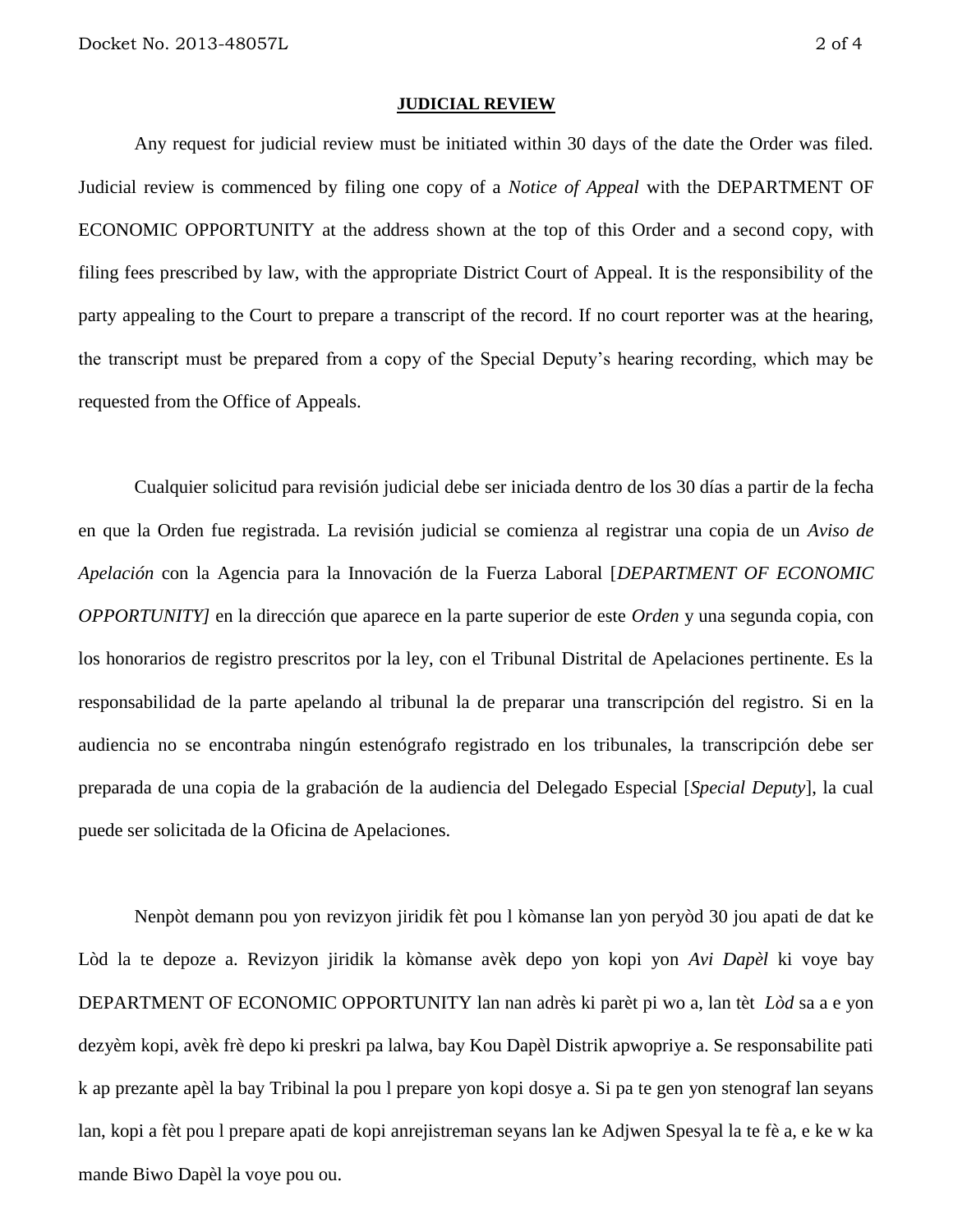**JUDICIAL REVIEW**

Any request for judicial review must be initiated within 30 days of the date the Order was filed. Judicial review is commenced by filing one copy of a *Notice of Appeal* with the DEPARTMENT OF ECONOMIC OPPORTUNITY at the address shown at the top of this Order and a second copy, with filing fees prescribed by law, with the appropriate District Court of Appeal. It is the responsibility of the party appealing to the Court to prepare a transcript of the record. If no court reporter was at the hearing, the transcript must be prepared from a copy of the Special Deputy's hearing recording, which may be requested from the Office of Appeals.

Cualquier solicitud para revisión judicial debe ser iniciada dentro de los 30 días a partir de la fecha en que la Orden fue registrada. La revisión judicial se comienza al registrar una copia de un *Aviso de Apelación* con la Agencia para la Innovación de la Fuerza Laboral [*DEPARTMENT OF ECONOMIC OPPORTUNITY]* en la dirección que aparece en la parte superior de este *Orden* y una segunda copia, con los honorarios de registro prescritos por la ley, con el Tribunal Distrital de Apelaciones pertinente. Es la responsabilidad de la parte apelando al tribunal la de preparar una transcripción del registro. Si en la audiencia no se encontraba ningún estenógrafo registrado en los tribunales, la transcripción debe ser preparada de una copia de la grabación de la audiencia del Delegado Especial [*Special Deputy*], la cual puede ser solicitada de la Oficina de Apelaciones.

Nenpòt demann pou yon revizyon jiridik fèt pou l kòmanse lan yon peryòd 30 jou apati de dat ke Lòd la te depoze a. Revizyon jiridik la kòmanse avèk depo yon kopi yon *Avi Dapèl* ki voye bay DEPARTMENT OF ECONOMIC OPPORTUNITY lan nan adrès ki parèt pi wo a, lan tèt *Lòd* sa a e yon dezyèm kopi, avèk frè depo ki preskri pa lalwa, bay Kou Dapèl Distrik apwopriye a. Se responsabilite pati k ap prezante apèl la bay Tribinal la pou l prepare yon kopi dosye a. Si pa te gen yon stenograf lan seyans lan, kopi a fèt pou l prepare apati de kopi anrejistreman seyans lan ke Adjwen Spesyal la te fè a, e ke w ka mande Biwo Dapèl la voye pou ou.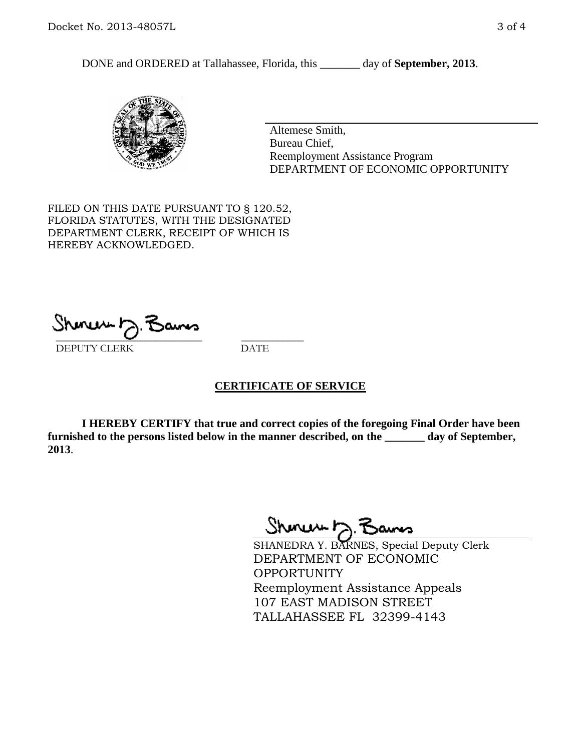DONE and ORDERED at Tallahassee, Florida, this _______ day of **September, 2013**.

Altemese Smith,
Bureau Chief,
Reemployment Assistance Program
DEPARTMENT OF ECONOMIC OPPORTUNITY

FILED ON THIS DATE PURSUANT TO § 120.52, FLORIDA STATUTES, WITH THE DESIGNATED DEPARTMENT CLERK, RECEIPT OF WHICH IS HEREBY ACKNOWLEDGED.

_____________________________ ___________
DEPUTY CLERK DATE

## CERTIFICATE OF SERVICE

**I HEREBY CERTIFY that true and correct copies of the foregoing Final Order have been furnished to the persons listed below in the manner described, on the _______ day of September, 2013**.

SHANEDRA Y. BARNES, Special Deputy Clerk
DEPARTMENT OF ECONOMIC OPPORTUNITY
Reemployment Assistance Appeals
107 EAST MADISON STREET
TALLAHASSEE FL 32399-4143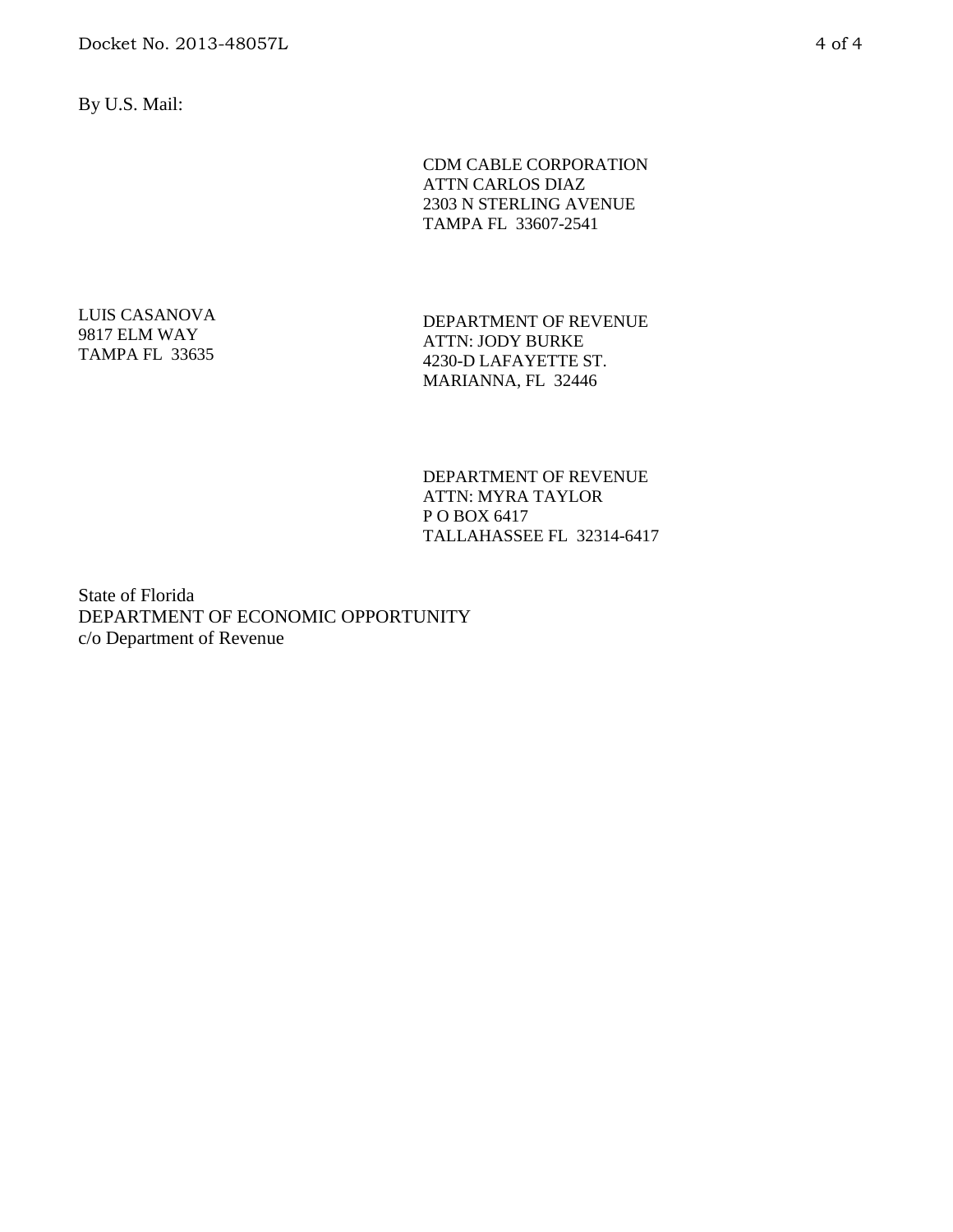By U.S. Mail:

CDM CABLE CORPORATION
ATTN CARLOS DIAZ
2303 N STERLING AVENUE
TAMPA FL 33607-2541

LUIS CASANOVA
9817 ELM WAY
TAMPA FL 33635

DEPARTMENT OF REVENUE
ATTN: JODY BURKE
4230-D LAFAYETTE ST.
MARIANNA, FL 32446

DEPARTMENT OF REVENUE
ATTN: MYRA TAYLOR
P O BOX 6417
TALLAHASSEE FL 32314-6417

State of Florida
DEPARTMENT OF ECONOMIC OPPORTUNITY
c/o Department of Revenue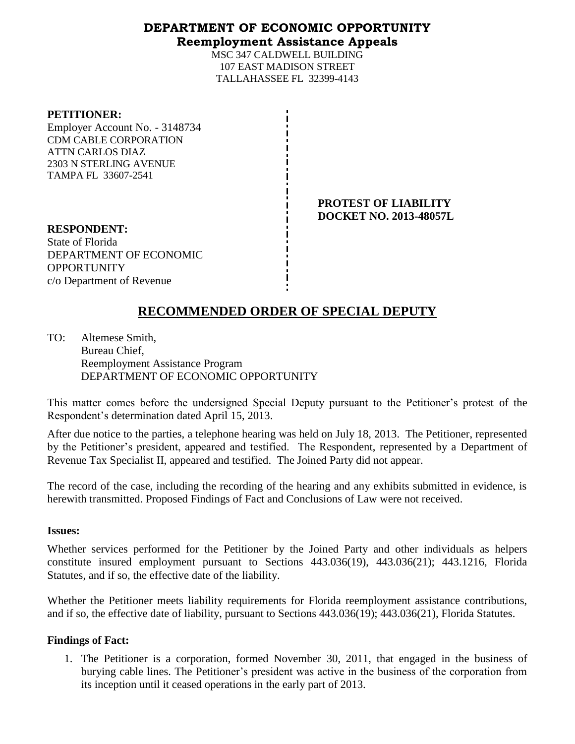**DEPARTMENT OF ECONOMIC OPPORTUNITY**
**Reemployment Assistance Appeals**

MSC 347 CALDWELL BUILDING
107 EAST MADISON STREET
TALLAHASSEE FL 32399-4143

**PETITIONER:**
Employer Account No. - 3148734
CDM CABLE CORPORATION
ATTN CARLOS DIAZ
2303 N STERLING AVENUE
TAMPA FL 33607-2541

**PROTEST OF LIABILITY**
**DOCKET NO. 2013-48057L**

**RESPONDENT:**
State of Florida
DEPARTMENT OF ECONOMIC OPPORTUNITY
c/o Department of Revenue

## RECOMMENDED ORDER OF SPECIAL DEPUTY

TO: Altemese Smith,
Bureau Chief,
Reemployment Assistance Program
DEPARTMENT OF ECONOMIC OPPORTUNITY

This matter comes before the undersigned Special Deputy pursuant to the Petitioner's protest of the Respondent's determination dated April 15, 2013.

After due notice to the parties, a telephone hearing was held on July 18, 2013. The Petitioner, represented by the Petitioner's president, appeared and testified. The Respondent, represented by a Department of Revenue Tax Specialist II, appeared and testified. The Joined Party did not appear.

The record of the case, including the recording of the hearing and any exhibits submitted in evidence, is herewith transmitted. Proposed Findings of Fact and Conclusions of Law were not received.

**Issues:**

Whether services performed for the Petitioner by the Joined Party and other individuals as helpers constitute insured employment pursuant to Sections 443.036(19), 443.036(21); 443.1216, Florida Statutes, and if so, the effective date of the liability.

Whether the Petitioner meets liability requirements for Florida reemployment assistance contributions, and if so, the effective date of liability, pursuant to Sections 443.036(19); 443.036(21), Florida Statutes.

**Findings of Fact:**

1. The Petitioner is a corporation, formed November 30, 2011, that engaged in the business of burying cable lines. The Petitioner's president was active in the business of the corporation from its inception until it ceased operations in the early part of 2013.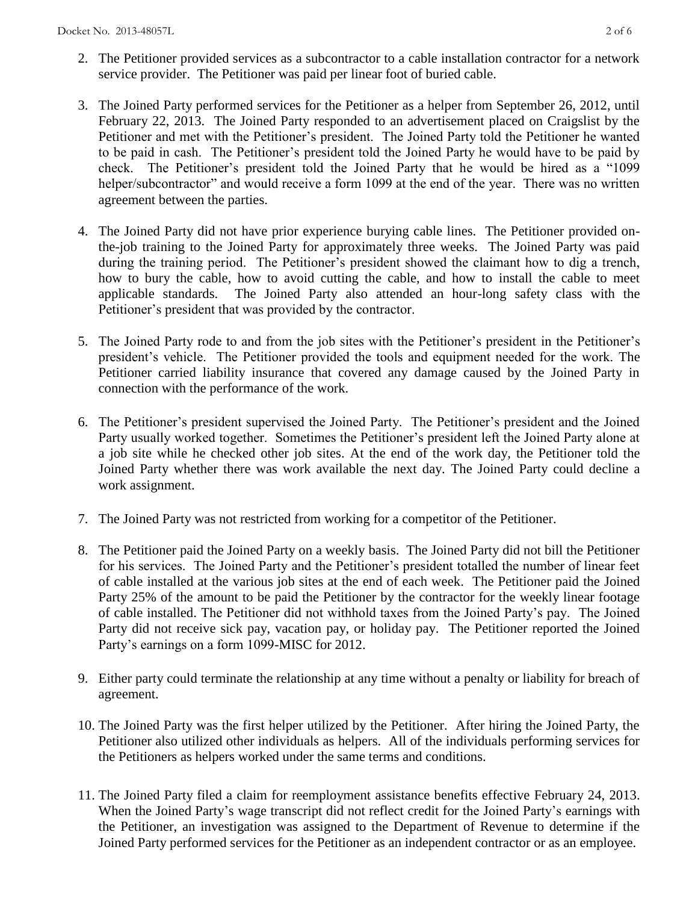2. The Petitioner provided services as a subcontractor to a cable installation contractor for a network service provider. The Petitioner was paid per linear foot of buried cable.

3. The Joined Party performed services for the Petitioner as a helper from September 26, 2012, until February 22, 2013. The Joined Party responded to an advertisement placed on Craigslist by the Petitioner and met with the Petitioner's president. The Joined Party told the Petitioner he wanted to be paid in cash. The Petitioner's president told the Joined Party he would have to be paid by check. The Petitioner's president told the Joined Party that he would be hired as a "1099 helper/subcontractor" and would receive a form 1099 at the end of the year. There was no written agreement between the parties.

4. The Joined Party did not have prior experience burying cable lines. The Petitioner provided on-the-job training to the Joined Party for approximately three weeks. The Joined Party was paid during the training period. The Petitioner's president showed the claimant how to dig a trench, how to bury the cable, how to avoid cutting the cable, and how to install the cable to meet applicable standards. The Joined Party also attended an hour-long safety class with the Petitioner's president that was provided by the contractor.

5. The Joined Party rode to and from the job sites with the Petitioner's president in the Petitioner's president's vehicle. The Petitioner provided the tools and equipment needed for the work. The Petitioner carried liability insurance that covered any damage caused by the Joined Party in connection with the performance of the work.

6. The Petitioner's president supervised the Joined Party. The Petitioner's president and the Joined Party usually worked together. Sometimes the Petitioner's president left the Joined Party alone at a job site while he checked other job sites. At the end of the work day, the Petitioner told the Joined Party whether there was work available the next day. The Joined Party could decline a work assignment.

7. The Joined Party was not restricted from working for a competitor of the Petitioner.

8. The Petitioner paid the Joined Party on a weekly basis. The Joined Party did not bill the Petitioner for his services. The Joined Party and the Petitioner's president totalled the number of linear feet of cable installed at the various job sites at the end of each week. The Petitioner paid the Joined Party 25% of the amount to be paid the Petitioner by the contractor for the weekly linear footage of cable installed. The Petitioner did not withhold taxes from the Joined Party's pay. The Joined Party did not receive sick pay, vacation pay, or holiday pay. The Petitioner reported the Joined Party's earnings on a form 1099-MISC for 2012.

9. Either party could terminate the relationship at any time without a penalty or liability for breach of agreement.

10. The Joined Party was the first helper utilized by the Petitioner. After hiring the Joined Party, the Petitioner also utilized other individuals as helpers. All of the individuals performing services for the Petitioners as helpers worked under the same terms and conditions.

11. The Joined Party filed a claim for reemployment assistance benefits effective February 24, 2013. When the Joined Party's wage transcript did not reflect credit for the Joined Party's earnings with the Petitioner, an investigation was assigned to the Department of Revenue to determine if the Joined Party performed services for the Petitioner as an independent contractor or as an employee.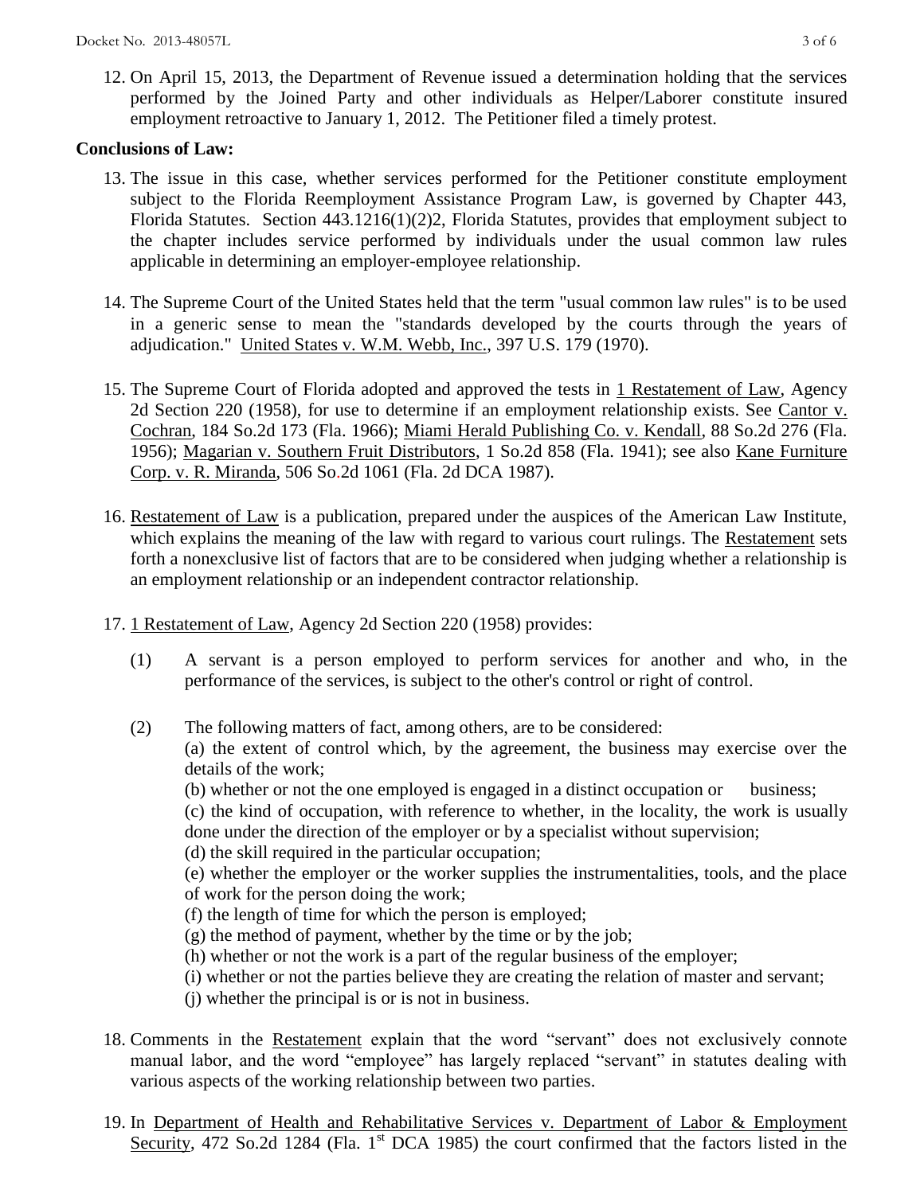12. On April 15, 2013, the Department of Revenue issued a determination holding that the services performed by the Joined Party and other individuals as Helper/Laborer constitute insured employment retroactive to January 1, 2012. The Petitioner filed a timely protest.

**Conclusions of Law:**

13. The issue in this case, whether services performed for the Petitioner constitute employment subject to the Florida Reemployment Assistance Program Law, is governed by Chapter 443, Florida Statutes. Section 443.1216(1)(2)2, Florida Statutes, provides that employment subject to the chapter includes service performed by individuals under the usual common law rules applicable in determining an employer-employee relationship.

14. The Supreme Court of the United States held that the term "usual common law rules" is to be used in a generic sense to mean the "standards developed by the courts through the years of adjudication." United States v. W.M. Webb, Inc., 397 U.S. 179 (1970).

15. The Supreme Court of Florida adopted and approved the tests in 1 Restatement of Law, Agency 2d Section 220 (1958), for use to determine if an employment relationship exists. See Cantor v. Cochran, 184 So.2d 173 (Fla. 1966); Miami Herald Publishing Co. v. Kendall, 88 So.2d 276 (Fla. 1956); Magarian v. Southern Fruit Distributors, 1 So.2d 858 (Fla. 1941); see also Kane Furniture Corp. v. R. Miranda, 506 So.2d 1061 (Fla. 2d DCA 1987).

16. Restatement of Law is a publication, prepared under the auspices of the American Law Institute, which explains the meaning of the law with regard to various court rulings. The Restatement sets forth a nonexclusive list of factors that are to be considered when judging whether a relationship is an employment relationship or an independent contractor relationship.

17. 1 Restatement of Law, Agency 2d Section 220 (1958) provides:

    (1) A servant is a person employed to perform services for another and who, in the performance of the services, is subject to the other's control or right of control.

    (2) The following matters of fact, among others, are to be considered:
    (a) the extent of control which, by the agreement, the business may exercise over the details of the work;
    (b) whether or not the one employed is engaged in a distinct occupation or business;
    (c) the kind of occupation, with reference to whether, in the locality, the work is usually done under the direction of the employer or by a specialist without supervision;
    (d) the skill required in the particular occupation;
    (e) whether the employer or the worker supplies the instrumentalities, tools, and the place of work for the person doing the work;
    (f) the length of time for which the person is employed;
    (g) the method of payment, whether by the time or by the job;
    (h) whether or not the work is a part of the regular business of the employer;
    (i) whether or not the parties believe they are creating the relation of master and servant;
    (j) whether the principal is or is not in business.

18. Comments in the Restatement explain that the word "servant" does not exclusively connote manual labor, and the word "employee" has largely replaced "servant" in statutes dealing with various aspects of the working relationship between two parties.

19. In Department of Health and Rehabilitative Services v. Department of Labor & Employment Security, 472 So.2d 1284 (Fla. 1st DCA 1985) the court confirmed that the factors listed in the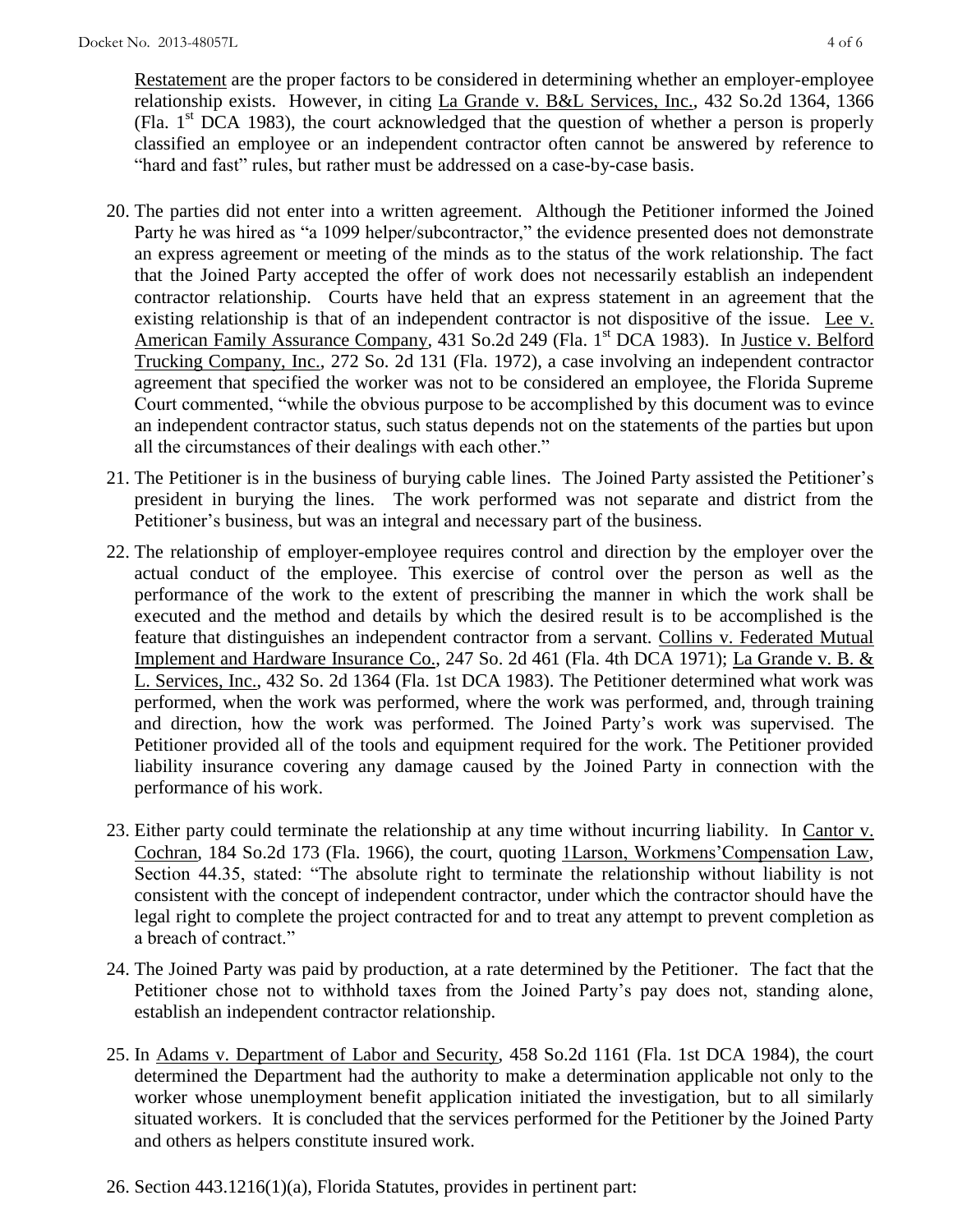Restatement are the proper factors to be considered in determining whether an employer-employee relationship exists. However, in citing La Grande v. B&L Services, Inc., 432 So.2d 1364, 1366 (Fla. 1st DCA 1983), the court acknowledged that the question of whether a person is properly classified an employee or an independent contractor often cannot be answered by reference to "hard and fast" rules, but rather must be addressed on a case-by-case basis.

20. The parties did not enter into a written agreement. Although the Petitioner informed the Joined Party he was hired as "a 1099 helper/subcontractor," the evidence presented does not demonstrate an express agreement or meeting of the minds as to the status of the work relationship. The fact that the Joined Party accepted the offer of work does not necessarily establish an independent contractor relationship. Courts have held that an express statement in an agreement that the existing relationship is that of an independent contractor is not dispositive of the issue. Lee v. American Family Assurance Company, 431 So.2d 249 (Fla. 1st DCA 1983). In Justice v. Belford Trucking Company, Inc., 272 So. 2d 131 (Fla. 1972), a case involving an independent contractor agreement that specified the worker was not to be considered an employee, the Florida Supreme Court commented, "while the obvious purpose to be accomplished by this document was to evince an independent contractor status, such status depends not on the statements of the parties but upon all the circumstances of their dealings with each other."

21. The Petitioner is in the business of burying cable lines. The Joined Party assisted the Petitioner's president in burying the lines. The work performed was not separate and district from the Petitioner's business, but was an integral and necessary part of the business.

22. The relationship of employer-employee requires control and direction by the employer over the actual conduct of the employee. This exercise of control over the person as well as the performance of the work to the extent of prescribing the manner in which the work shall be executed and the method and details by which the desired result is to be accomplished is the feature that distinguishes an independent contractor from a servant. Collins v. Federated Mutual Implement and Hardware Insurance Co., 247 So. 2d 461 (Fla. 4th DCA 1971); La Grande v. B. & L. Services, Inc., 432 So. 2d 1364 (Fla. 1st DCA 1983). The Petitioner determined what work was performed, when the work was performed, where the work was performed, and, through training and direction, how the work was performed. The Joined Party's work was supervised. The Petitioner provided all of the tools and equipment required for the work. The Petitioner provided liability insurance covering any damage caused by the Joined Party in connection with the performance of his work.

23. Either party could terminate the relationship at any time without incurring liability. In Cantor v. Cochran, 184 So.2d 173 (Fla. 1966), the court, quoting 1Larson, Workmens'Compensation Law, Section 44.35, stated: "The absolute right to terminate the relationship without liability is not consistent with the concept of independent contractor, under which the contractor should have the legal right to complete the project contracted for and to treat any attempt to prevent completion as a breach of contract."

24. The Joined Party was paid by production, at a rate determined by the Petitioner. The fact that the Petitioner chose not to withhold taxes from the Joined Party's pay does not, standing alone, establish an independent contractor relationship.

25. In Adams v. Department of Labor and Security, 458 So.2d 1161 (Fla. 1st DCA 1984), the court determined the Department had the authority to make a determination applicable not only to the worker whose unemployment benefit application initiated the investigation, but to all similarly situated workers. It is concluded that the services performed for the Petitioner by the Joined Party and others as helpers constitute insured work.

26. Section 443.1216(1)(a), Florida Statutes, provides in pertinent part: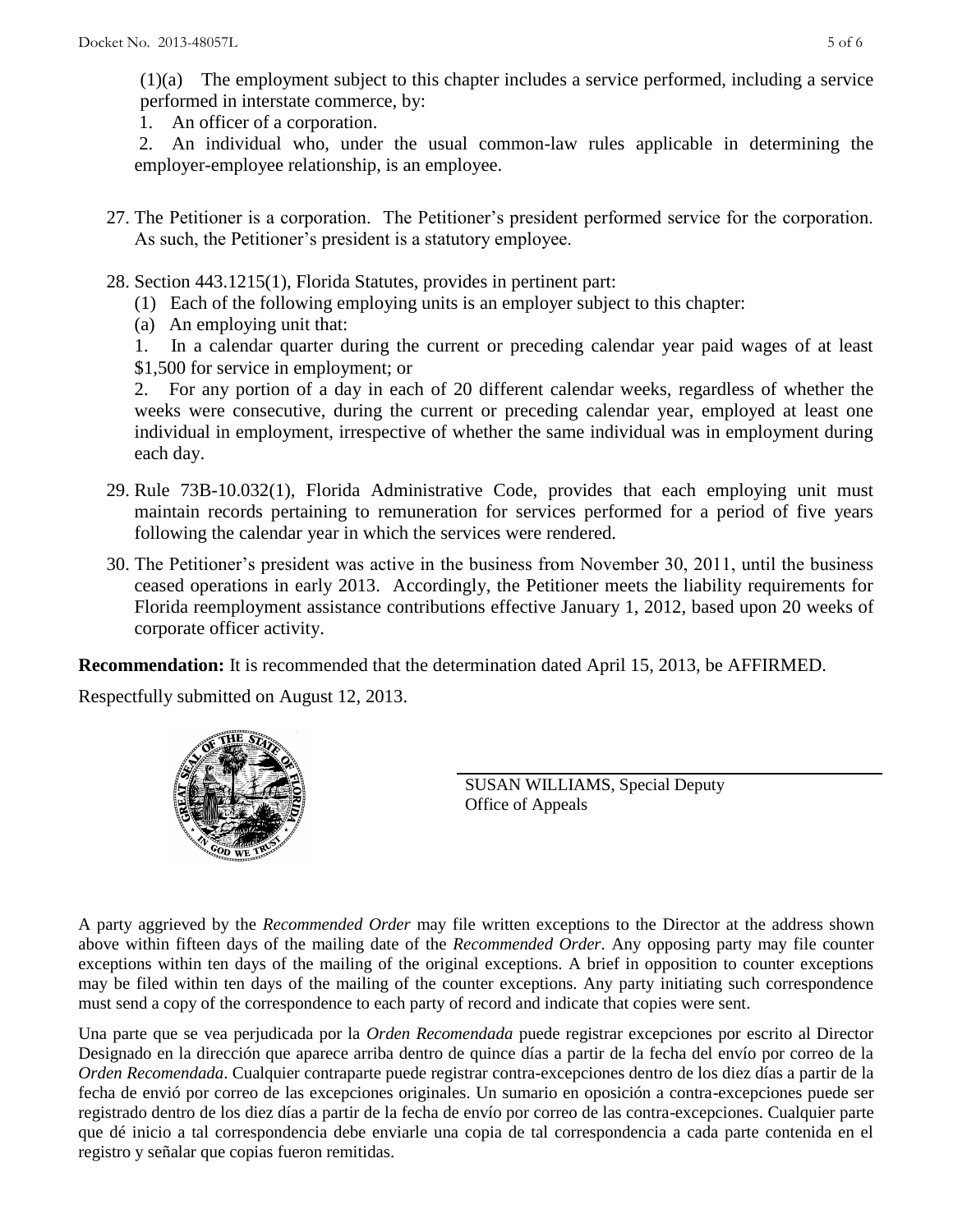(1)(a) The employment subject to this chapter includes a service performed, including a service performed in interstate commerce, by:

1. An officer of a corporation.

2. An individual who, under the usual common-law rules applicable in determining the employer-employee relationship, is an employee.

27. The Petitioner is a corporation. The Petitioner's president performed service for the corporation. As such, the Petitioner's president is a statutory employee.

28. Section 443.1215(1), Florida Statutes, provides in pertinent part:

    (1) Each of the following employing units is an employer subject to this chapter:

    (a) An employing unit that:

    1. In a calendar quarter during the current or preceding calendar year paid wages of at least $1,500 for service in employment; or

    2. For any portion of a day in each of 20 different calendar weeks, regardless of whether the weeks were consecutive, during the current or preceding calendar year, employed at least one individual in employment, irrespective of whether the same individual was in employment during each day.

29. Rule 73B-10.032(1), Florida Administrative Code, provides that each employing unit must maintain records pertaining to remuneration for services performed for a period of five years following the calendar year in which the services were rendered.

30. The Petitioner's president was active in the business from November 30, 2011, until the business ceased operations in early 2013. Accordingly, the Petitioner meets the liability requirements for Florida reemployment assistance contributions effective January 1, 2012, based upon 20 weeks of corporate officer activity.

**Recommendation:** It is recommended that the determination dated April 15, 2013, be AFFIRMED.

Respectfully submitted on August 12, 2013.

SUSAN WILLIAMS, Special Deputy
Office of Appeals

A party aggrieved by the *Recommended Order* may file written exceptions to the Director at the address shown above within fifteen days of the mailing date of the *Recommended Order*. Any opposing party may file counter exceptions within ten days of the mailing of the original exceptions. A brief in opposition to counter exceptions may be filed within ten days of the mailing of the counter exceptions. Any party initiating such correspondence must send a copy of the correspondence to each party of record and indicate that copies were sent.

Una parte que se vea perjudicada por la *Orden Recomendada* puede registrar excepciones por escrito al Director Designado en la dirección que aparece arriba dentro de quince días a partir de la fecha del envío por correo de la *Orden Recomendada*. Cualquier contraparte puede registrar contra-excepciones dentro de los diez días a partir de la fecha de envió por correo de las excepciones originales. Un sumario en oposición a contra-excepciones puede ser registrado dentro de los diez días a partir de la fecha de envío por correo de las contra-excepciones. Cualquier parte que dé inicio a tal correspondencia debe enviarle una copia de tal correspondencia a cada parte contenida en el registro y señalar que copias fueron remitidas.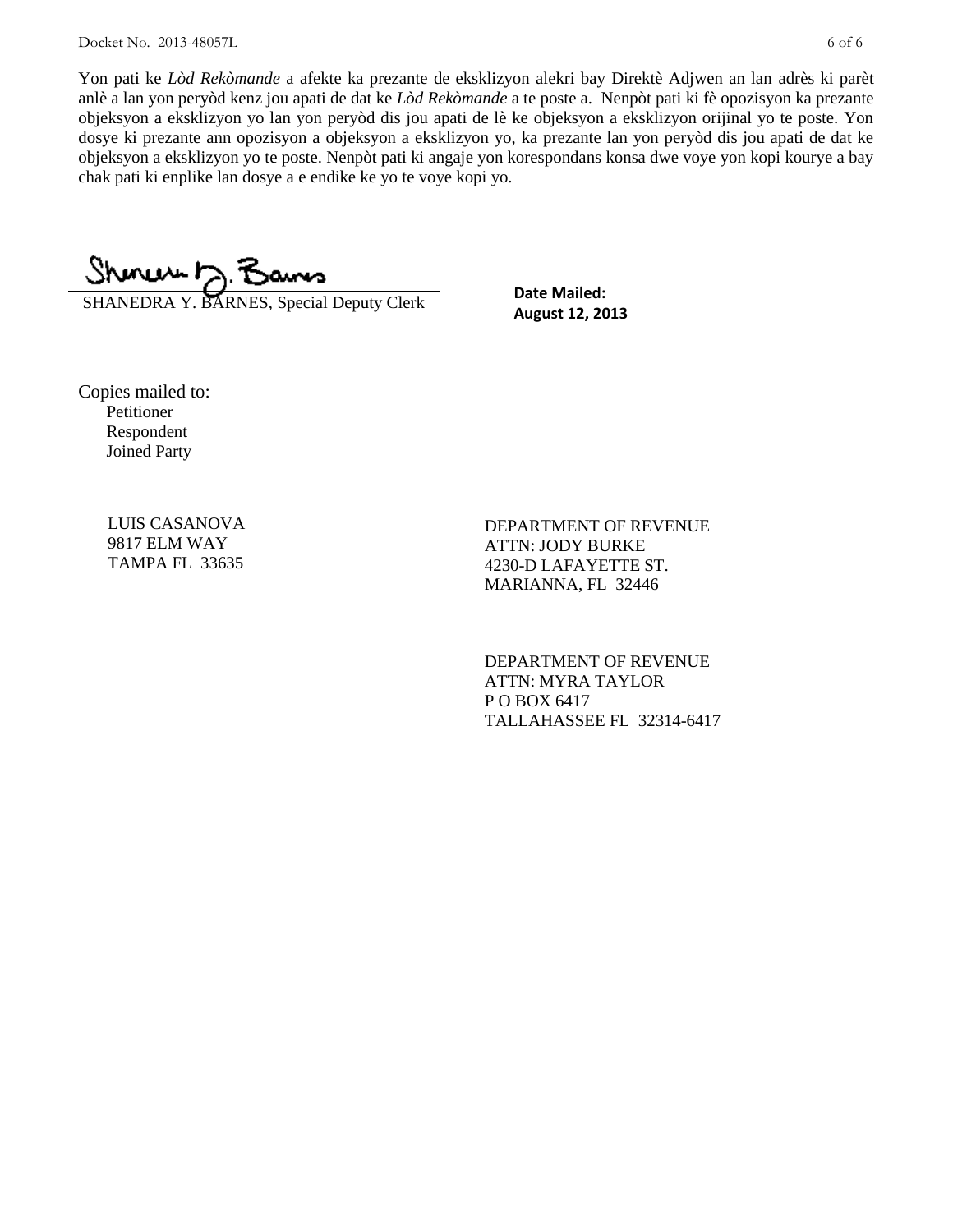Yon pati ke *Lòd Rekòmande* a afekte ka prezante de eksklizyon alekri bay Direktè Adjwen an lan adrès ki parèt anlè a lan yon peryòd kenz jou apati de dat ke *Lòd Rekòmande* a te poste a. Nenpòt pati ki fè opozisyon ka prezante objeksyon a eksklizyon yo lan yon peryòd dis jou apati de lè ke objeksyon a eksklizyon orijinal yo te poste. Yon dosye ki prezante ann opozisyon a objeksyon a eksklizyon yo, ka prezante lan yon peryòd dis jou apati de dat ke objeksyon a eksklizyon yo te poste. Nenpòt pati ki angaje yon korespondans konsa dwe voye yon kopi kourye a bay chak pati ki enplike lan dosye a e endike ke yo te voye kopi yo.

SHANEDRA Y. BARNES, Special Deputy Clerk

**Date Mailed:**
**August 12, 2013**

Copies mailed to:
Petitioner
Respondent
Joined Party

LUIS CASANOVA
9817 ELM WAY
TAMPA FL 33635

DEPARTMENT OF REVENUE
ATTN: JODY BURKE
4230-D LAFAYETTE ST.
MARIANNA, FL 32446

DEPARTMENT OF REVENUE
ATTN: MYRA TAYLOR
P O BOX 6417
TALLAHASSEE FL 32314-6417